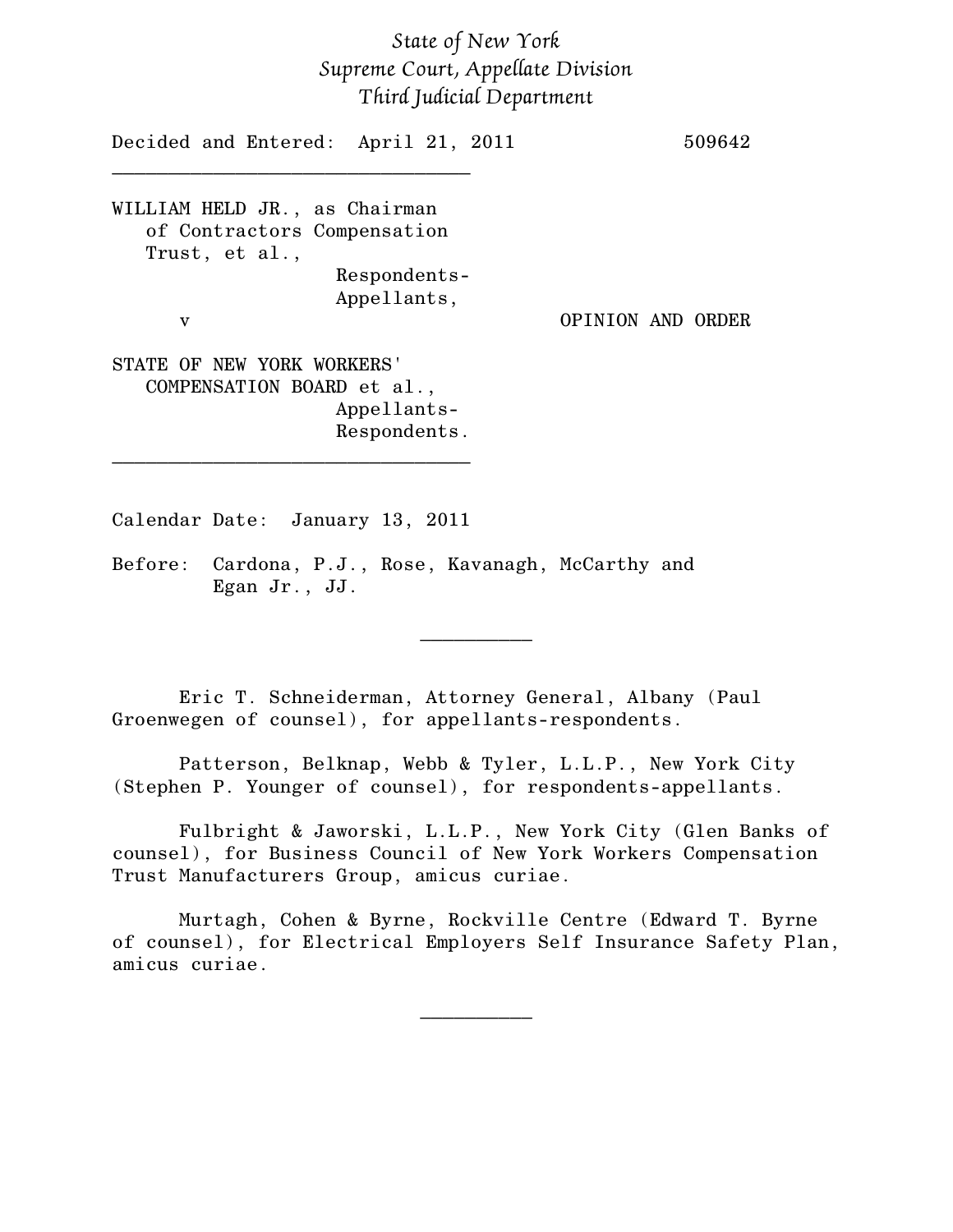*State of New York*
*Supreme Court, Appellate Division*
*Third Judicial Department*

Decided and Entered: April 21, 2011 509642

---

WILLIAM HELD JR., as Chairman of Contractors Compensation Trust, et al.,
Respondents-Appellants,

v

OPINION AND ORDER

STATE OF NEW YORK WORKERS' COMPENSATION BOARD et al.,
Appellants-Respondents.

---

Calendar Date: January 13, 2011

Before: Cardona, P.J., Rose, Kavanagh, McCarthy and Egan Jr., JJ.

---

Eric T. Schneiderman, Attorney General, Albany (Paul Groenwegen of counsel), for appellants-respondents.

Patterson, Belknap, Webb & Tyler, L.L.P., New York City (Stephen P. Younger of counsel), for respondents-appellants.

Fulbright & Jaworski, L.L.P., New York City (Glen Banks of counsel), for Business Council of New York Workers Compensation Trust Manufacturers Group, amicus curiae.

Murtagh, Cohen & Byrne, Rockville Centre (Edward T. Byrne of counsel), for Electrical Employers Self Insurance Safety Plan, amicus curiae.

---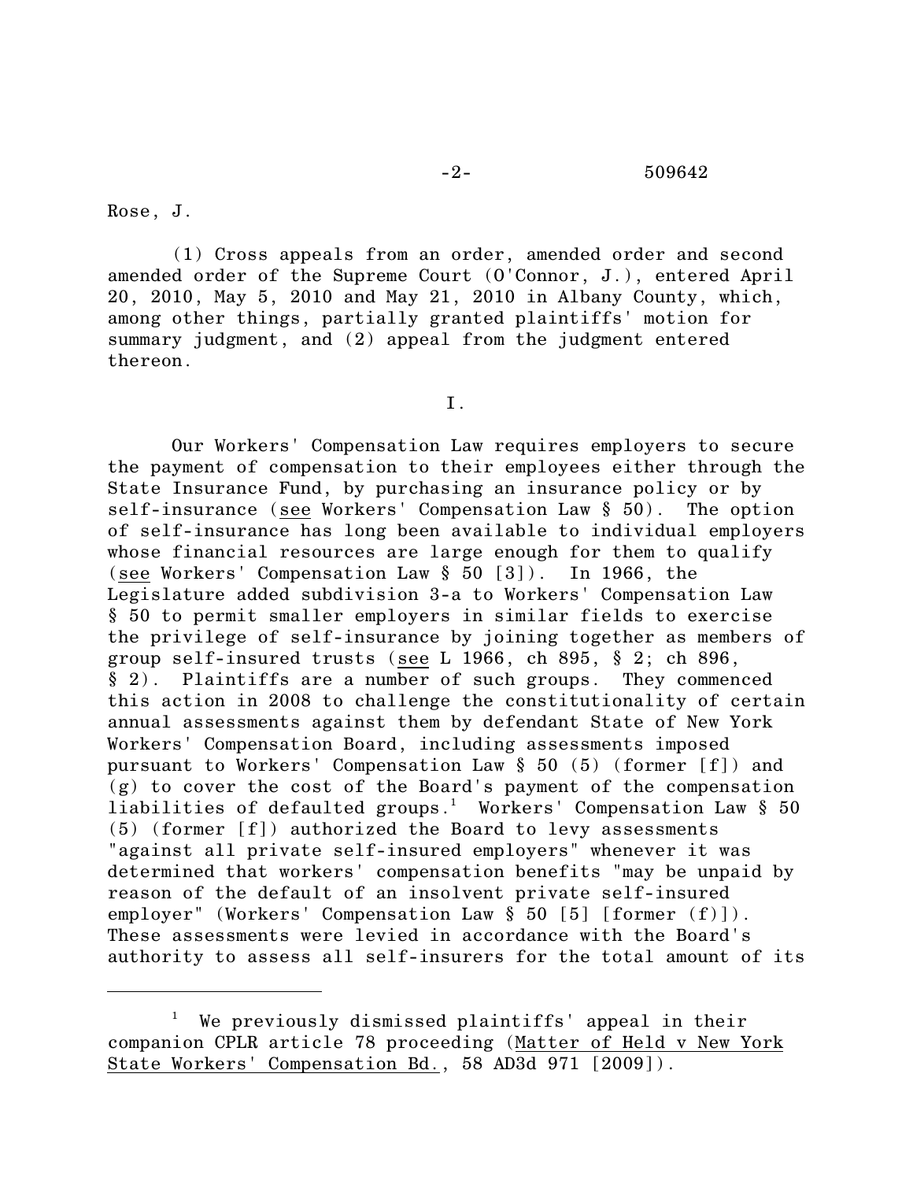Rose, J.

(1) Cross appeals from an order, amended order and second amended order of the Supreme Court (O'Connor, J.), entered April 20, 2010, May 5, 2010 and May 21, 2010 in Albany County, which, among other things, partially granted plaintiffs' motion for summary judgment, and (2) appeal from the judgment entered thereon.

I.

Our Workers' Compensation Law requires employers to secure the payment of compensation to their employees either through the State Insurance Fund, by purchasing an insurance policy or by self-insurance (see Workers' Compensation Law § 50). The option of self-insurance has long been available to individual employers whose financial resources are large enough for them to qualify (see Workers' Compensation Law § 50 [3]). In 1966, the Legislature added subdivision 3-a to Workers' Compensation Law § 50 to permit smaller employers in similar fields to exercise the privilege of self-insurance by joining together as members of group self-insured trusts (see L 1966, ch 895, § 2; ch 896, § 2). Plaintiffs are a number of such groups. They commenced this action in 2008 to challenge the constitutionality of certain annual assessments against them by defendant State of New York Workers' Compensation Board, including assessments imposed pursuant to Workers' Compensation Law § 50 (5) (former [f]) and (g) to cover the cost of the Board's payment of the compensation liabilities of defaulted groups.[1] Workers' Compensation Law § 50 (5) (former [f]) authorized the Board to levy assessments "against all private self-insured employers" whenever it was determined that workers' compensation benefits "may be unpaid by reason of the default of an insolvent private self-insured employer" (Workers' Compensation Law § 50 [5] [former (f)]). These assessments were levied in accordance with the Board's authority to assess all self-insurers for the total amount of its

---

[1] We previously dismissed plaintiffs' appeal in their companion CPLR article 78 proceeding (Matter of Held v New York State Workers' Compensation Bd., 58 AD3d 971 [2009]).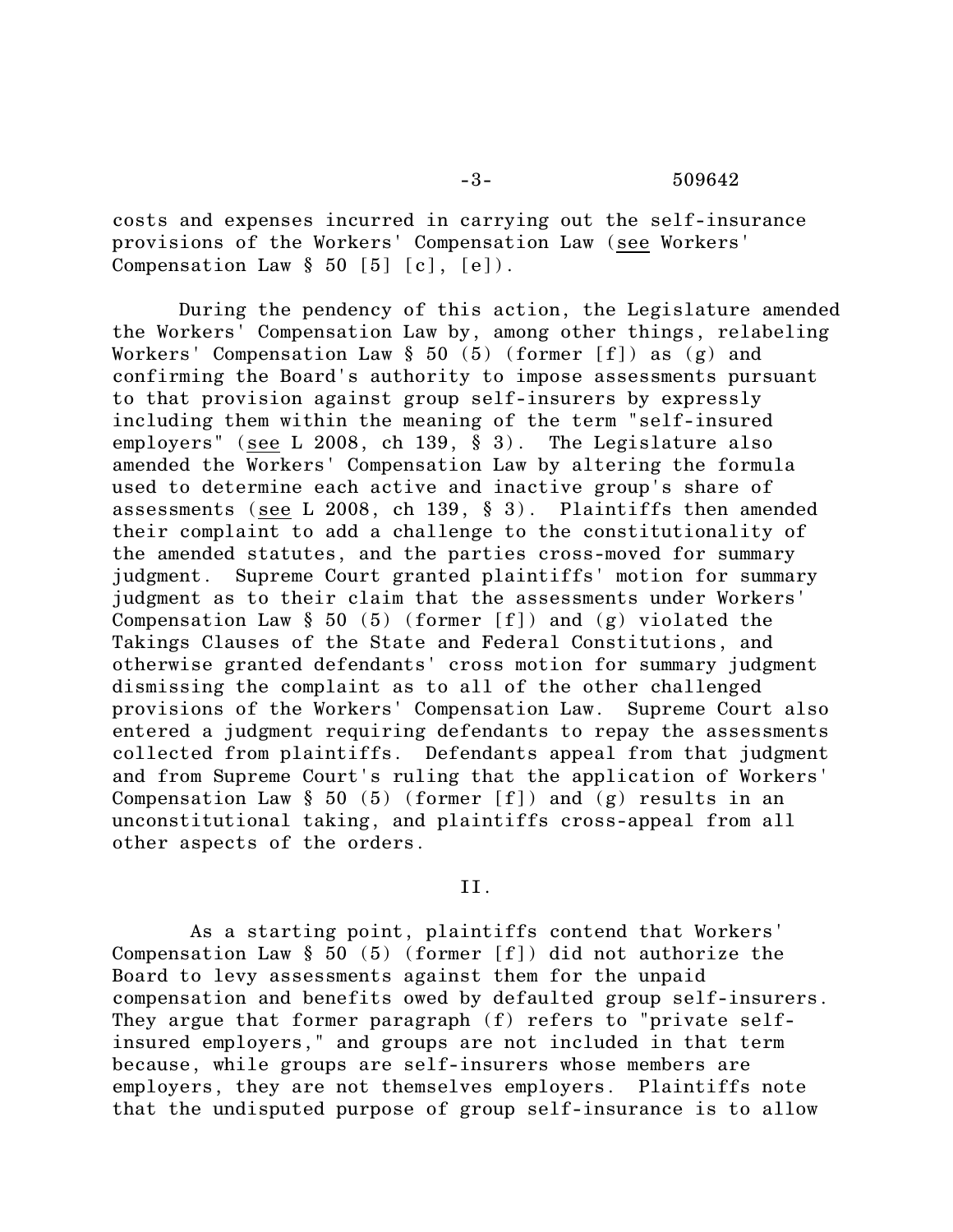costs and expenses incurred in carrying out the self-insurance provisions of the Workers' Compensation Law (see Workers' Compensation Law § 50 [5] [c], [e]).

During the pendency of this action, the Legislature amended the Workers' Compensation Law by, among other things, relabeling Workers' Compensation Law § 50 (5) (former [f]) as (g) and confirming the Board's authority to impose assessments pursuant to that provision against group self-insurers by expressly including them within the meaning of the term "self-insured employers" (see L 2008, ch 139, § 3). The Legislature also amended the Workers' Compensation Law by altering the formula used to determine each active and inactive group's share of assessments (see L 2008, ch 139, § 3). Plaintiffs then amended their complaint to add a challenge to the constitutionality of the amended statutes, and the parties cross-moved for summary judgment. Supreme Court granted plaintiffs' motion for summary judgment as to their claim that the assessments under Workers' Compensation Law § 50 (5) (former [f]) and (g) violated the Takings Clauses of the State and Federal Constitutions, and otherwise granted defendants' cross motion for summary judgment dismissing the complaint as to all of the other challenged provisions of the Workers' Compensation Law. Supreme Court also entered a judgment requiring defendants to repay the assessments collected from plaintiffs. Defendants appeal from that judgment and from Supreme Court's ruling that the application of Workers' Compensation Law § 50 (5) (former [f]) and (g) results in an unconstitutional taking, and plaintiffs cross-appeal from all other aspects of the orders.

## II.

As a starting point, plaintiffs contend that Workers' Compensation Law § 50 (5) (former [f]) did not authorize the Board to levy assessments against them for the unpaid compensation and benefits owed by defaulted group self-insurers. They argue that former paragraph (f) refers to "private self-insured employers," and groups are not included in that term because, while groups are self-insurers whose members are employers, they are not themselves employers. Plaintiffs note that the undisputed purpose of group self-insurance is to allow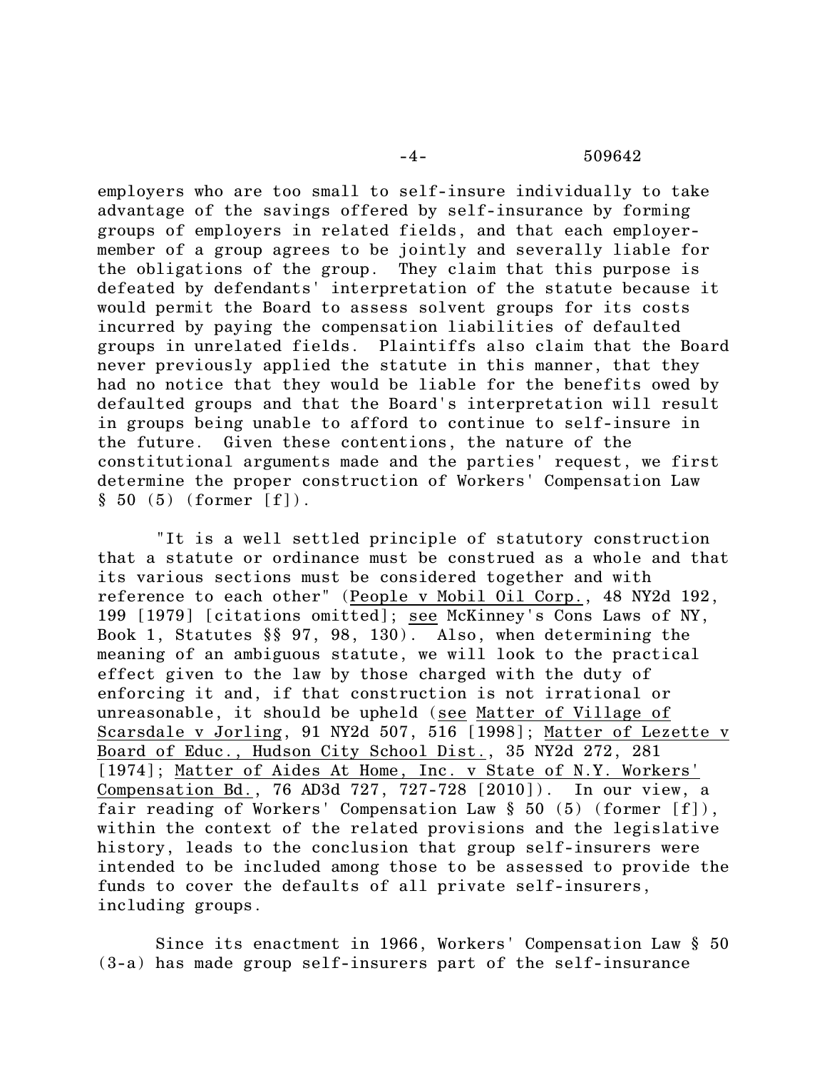employers who are too small to self-insure individually to take advantage of the savings offered by self-insurance by forming groups of employers in related fields, and that each employer-member of a group agrees to be jointly and severally liable for the obligations of the group. They claim that this purpose is defeated by defendants' interpretation of the statute because it would permit the Board to assess solvent groups for its costs incurred by paying the compensation liabilities of defaulted groups in unrelated fields. Plaintiffs also claim that the Board never previously applied the statute in this manner, that they had no notice that they would be liable for the benefits owed by defaulted groups and that the Board's interpretation will result in groups being unable to afford to continue to self-insure in the future. Given these contentions, the nature of the constitutional arguments made and the parties' request, we first determine the proper construction of Workers' Compensation Law § 50 (5) (former [f]).

"It is a well settled principle of statutory construction that a statute or ordinance must be construed as a whole and that its various sections must be considered together and with reference to each other" (People v Mobil Oil Corp., 48 NY2d 192, 199 [1979] [citations omitted]; see McKinney's Cons Laws of NY, Book 1, Statutes §§ 97, 98, 130). Also, when determining the meaning of an ambiguous statute, we will look to the practical effect given to the law by those charged with the duty of enforcing it and, if that construction is not irrational or unreasonable, it should be upheld (see Matter of Village of Scarsdale v Jorling, 91 NY2d 507, 516 [1998]; Matter of Lezette v Board of Educ., Hudson City School Dist., 35 NY2d 272, 281 [1974]; Matter of Aides At Home, Inc. v State of N.Y. Workers' Compensation Bd., 76 AD3d 727, 727-728 [2010]). In our view, a fair reading of Workers' Compensation Law § 50 (5) (former [f]), within the context of the related provisions and the legislative history, leads to the conclusion that group self-insurers were intended to be included among those to be assessed to provide the funds to cover the defaults of all private self-insurers, including groups.

Since its enactment in 1966, Workers' Compensation Law § 50 (3-a) has made group self-insurers part of the self-insurance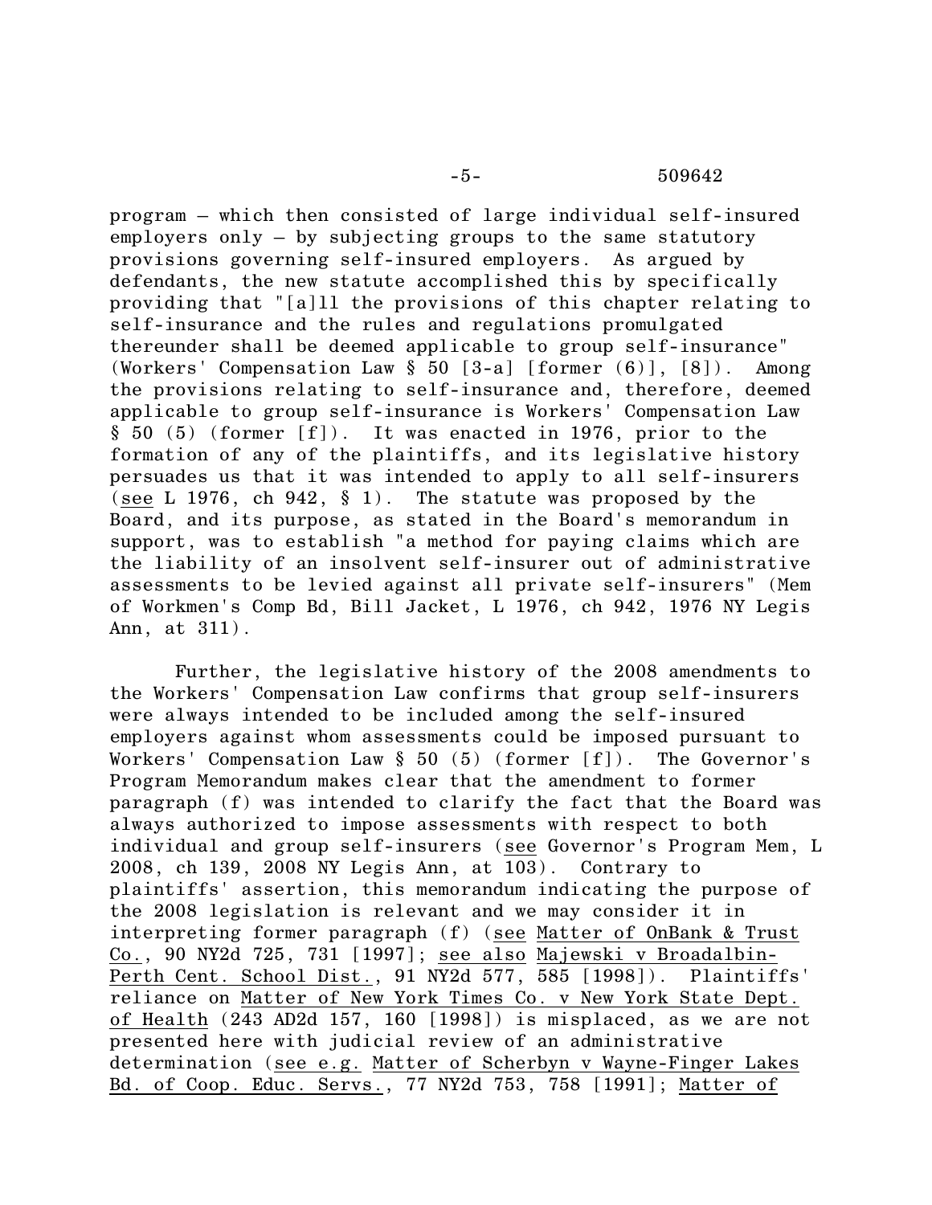program – which then consisted of large individual self-insured employers only – by subjecting groups to the same statutory provisions governing self-insured employers. As argued by defendants, the new statute accomplished this by specifically providing that "[a]ll the provisions of this chapter relating to self-insurance and the rules and regulations promulgated thereunder shall be deemed applicable to group self-insurance" (Workers' Compensation Law § 50 [3-a] [former (6)], [8]). Among the provisions relating to self-insurance and, therefore, deemed applicable to group self-insurance is Workers' Compensation Law § 50 (5) (former [f]). It was enacted in 1976, prior to the formation of any of the plaintiffs, and its legislative history persuades us that it was intended to apply to all self-insurers (see L 1976, ch 942, § 1). The statute was proposed by the Board, and its purpose, as stated in the Board's memorandum in support, was to establish "a method for paying claims which are the liability of an insolvent self-insurer out of administrative assessments to be levied against all private self-insurers" (Mem of Workmen's Comp Bd, Bill Jacket, L 1976, ch 942, 1976 NY Legis Ann, at 311).

Further, the legislative history of the 2008 amendments to the Workers' Compensation Law confirms that group self-insurers were always intended to be included among the self-insured employers against whom assessments could be imposed pursuant to Workers' Compensation Law § 50 (5) (former [f]). The Governor's Program Memorandum makes clear that the amendment to former paragraph (f) was intended to clarify the fact that the Board was always authorized to impose assessments with respect to both individual and group self-insurers (see Governor's Program Mem, L 2008, ch 139, 2008 NY Legis Ann, at 103). Contrary to plaintiffs' assertion, this memorandum indicating the purpose of the 2008 legislation is relevant and we may consider it in interpreting former paragraph (f) (see Matter of OnBank & Trust Co., 90 NY2d 725, 731 [1997]; see also Majewski v Broadalbin-Perth Cent. School Dist., 91 NY2d 577, 585 [1998]). Plaintiffs' reliance on Matter of New York Times Co. v New York State Dept. of Health (243 AD2d 157, 160 [1998]) is misplaced, as we are not presented here with judicial review of an administrative determination (see e.g. Matter of Scherbyn v Wayne-Finger Lakes Bd. of Coop. Educ. Servs., 77 NY2d 753, 758 [1991]; Matter of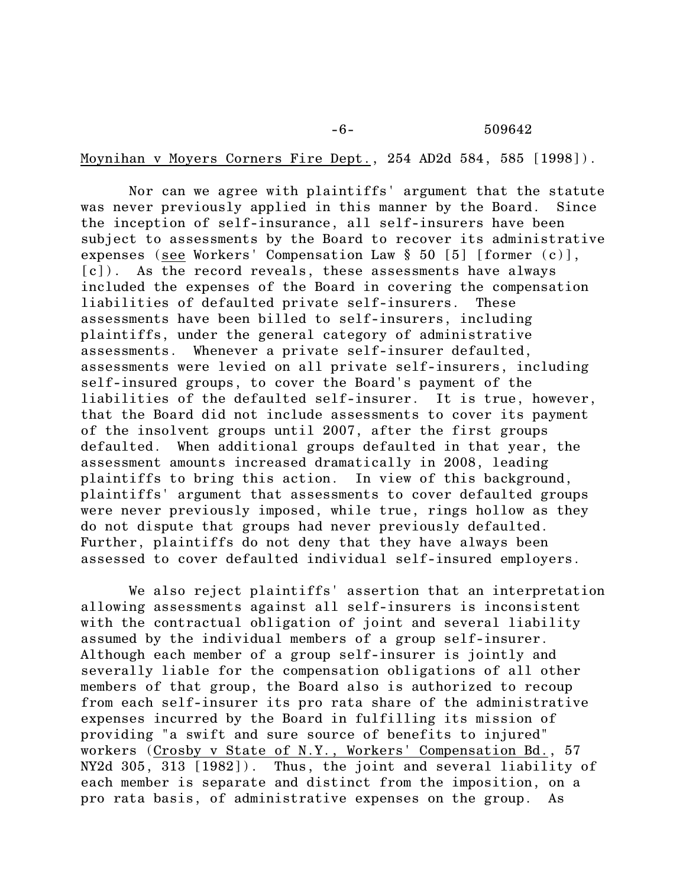Moynihan v Moyers Corners Fire Dept., 254 AD2d 584, 585 [1998]).

Nor can we agree with plaintiffs' argument that the statute was never previously applied in this manner by the Board. Since the inception of self-insurance, all self-insurers have been subject to assessments by the Board to recover its administrative expenses (see Workers' Compensation Law § 50 [5] [former (c)], [c]). As the record reveals, these assessments have always included the expenses of the Board in covering the compensation liabilities of defaulted private self-insurers. These assessments have been billed to self-insurers, including plaintiffs, under the general category of administrative assessments. Whenever a private self-insurer defaulted, assessments were levied on all private self-insurers, including self-insured groups, to cover the Board's payment of the liabilities of the defaulted self-insurer. It is true, however, that the Board did not include assessments to cover its payment of the insolvent groups until 2007, after the first groups defaulted. When additional groups defaulted in that year, the assessment amounts increased dramatically in 2008, leading plaintiffs to bring this action. In view of this background, plaintiffs' argument that assessments to cover defaulted groups were never previously imposed, while true, rings hollow as they do not dispute that groups had never previously defaulted. Further, plaintiffs do not deny that they have always been assessed to cover defaulted individual self-insured employers.

We also reject plaintiffs' assertion that an interpretation allowing assessments against all self-insurers is inconsistent with the contractual obligation of joint and several liability assumed by the individual members of a group self-insurer. Although each member of a group self-insurer is jointly and severally liable for the compensation obligations of all other members of that group, the Board also is authorized to recoup from each self-insurer its pro rata share of the administrative expenses incurred by the Board in fulfilling its mission of providing "a swift and sure source of benefits to injured" workers (Crosby v State of N.Y., Workers' Compensation Bd., 57 NY2d 305, 313 [1982]). Thus, the joint and several liability of each member is separate and distinct from the imposition, on a pro rata basis, of administrative expenses on the group. As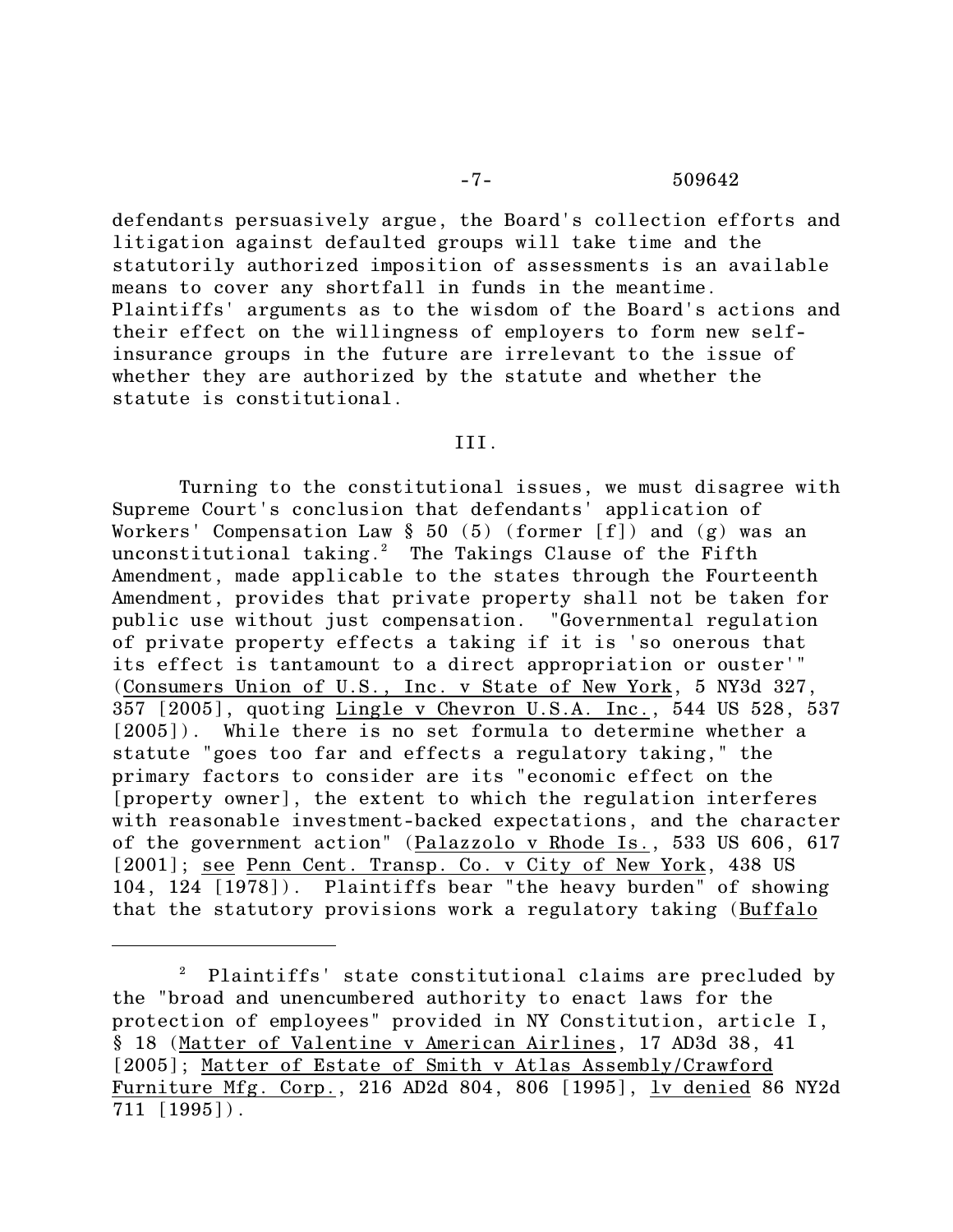defendants persuasively argue, the Board's collection efforts and litigation against defaulted groups will take time and the statutorily authorized imposition of assessments is an available means to cover any shortfall in funds in the meantime. Plaintiffs' arguments as to the wisdom of the Board's actions and their effect on the willingness of employers to form new self-insurance groups in the future are irrelevant to the issue of whether they are authorized by the statute and whether the statute is constitutional.

III.

Turning to the constitutional issues, we must disagree with Supreme Court's conclusion that defendants' application of Workers' Compensation Law § 50 (5) (former [f]) and (g) was an unconstitutional taking.[2] The Takings Clause of the Fifth Amendment, made applicable to the states through the Fourteenth Amendment, provides that private property shall not be taken for public use without just compensation. "Governmental regulation of private property effects a taking if it is 'so onerous that its effect is tantamount to a direct appropriation or ouster'" (Consumers Union of U.S., Inc. v State of New York, 5 NY3d 327, 357 [2005], quoting Lingle v Chevron U.S.A. Inc., 544 US 528, 537 [2005]). While there is no set formula to determine whether a statute "goes too far and effects a regulatory taking," the primary factors to consider are its "economic effect on the [property owner], the extent to which the regulation interferes with reasonable investment-backed expectations, and the character of the government action" (Palazzolo v Rhode Is., 533 US 606, 617 [2001]; see Penn Cent. Transp. Co. v City of New York, 438 US 104, 124 [1978]). Plaintiffs bear "the heavy burden" of showing that the statutory provisions work a regulatory taking (Buffalo

---

[2] Plaintiffs' state constitutional claims are precluded by the "broad and unencumbered authority to enact laws for the protection of employees" provided in NY Constitution, article I, § 18 (Matter of Valentine v American Airlines, 17 AD3d 38, 41 [2005]; Matter of Estate of Smith v Atlas Assembly/Crawford Furniture Mfg. Corp., 216 AD2d 804, 806 [1995], lv denied 86 NY2d 711 [1995]).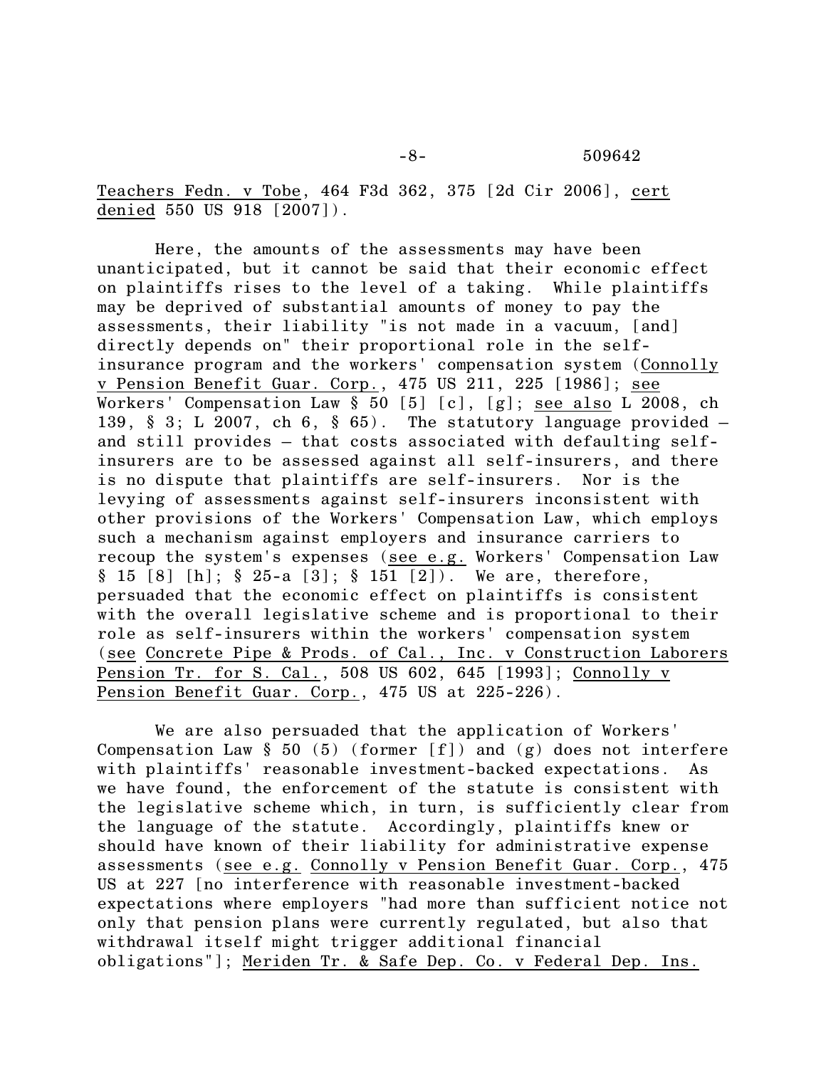Teachers Fedn. v Tobe, 464 F3d 362, 375 [2d Cir 2006], cert denied 550 US 918 [2007]).

Here, the amounts of the assessments may have been unanticipated, but it cannot be said that their economic effect on plaintiffs rises to the level of a taking. While plaintiffs may be deprived of substantial amounts of money to pay the assessments, their liability "is not made in a vacuum, [and] directly depends on" their proportional role in the self-insurance program and the workers' compensation system (Connolly v Pension Benefit Guar. Corp., 475 US 211, 225 [1986]; see Workers' Compensation Law § 50 [5] [c], [g]; see also L 2008, ch 139, § 3; L 2007, ch 6, § 65). The statutory language provided – and still provides – that costs associated with defaulting self-insurers are to be assessed against all self-insurers, and there is no dispute that plaintiffs are self-insurers. Nor is the levying of assessments against self-insurers inconsistent with other provisions of the Workers' Compensation Law, which employs such a mechanism against employers and insurance carriers to recoup the system's expenses (see e.g. Workers' Compensation Law § 15 [8] [h]; § 25-a [3]; § 151 [2]). We are, therefore, persuaded that the economic effect on plaintiffs is consistent with the overall legislative scheme and is proportional to their role as self-insurers within the workers' compensation system (see Concrete Pipe & Prods. of Cal., Inc. v Construction Laborers Pension Tr. for S. Cal., 508 US 602, 645 [1993]; Connolly v Pension Benefit Guar. Corp., 475 US at 225-226).

We are also persuaded that the application of Workers' Compensation Law § 50 (5) (former [f]) and (g) does not interfere with plaintiffs' reasonable investment-backed expectations. As we have found, the enforcement of the statute is consistent with the legislative scheme which, in turn, is sufficiently clear from the language of the statute. Accordingly, plaintiffs knew or should have known of their liability for administrative expense assessments (see e.g. Connolly v Pension Benefit Guar. Corp., 475 US at 227 [no interference with reasonable investment-backed expectations where employers "had more than sufficient notice not only that pension plans were currently regulated, but also that withdrawal itself might trigger additional financial obligations"]; Meriden Tr. & Safe Dep. Co. v Federal Dep. Ins.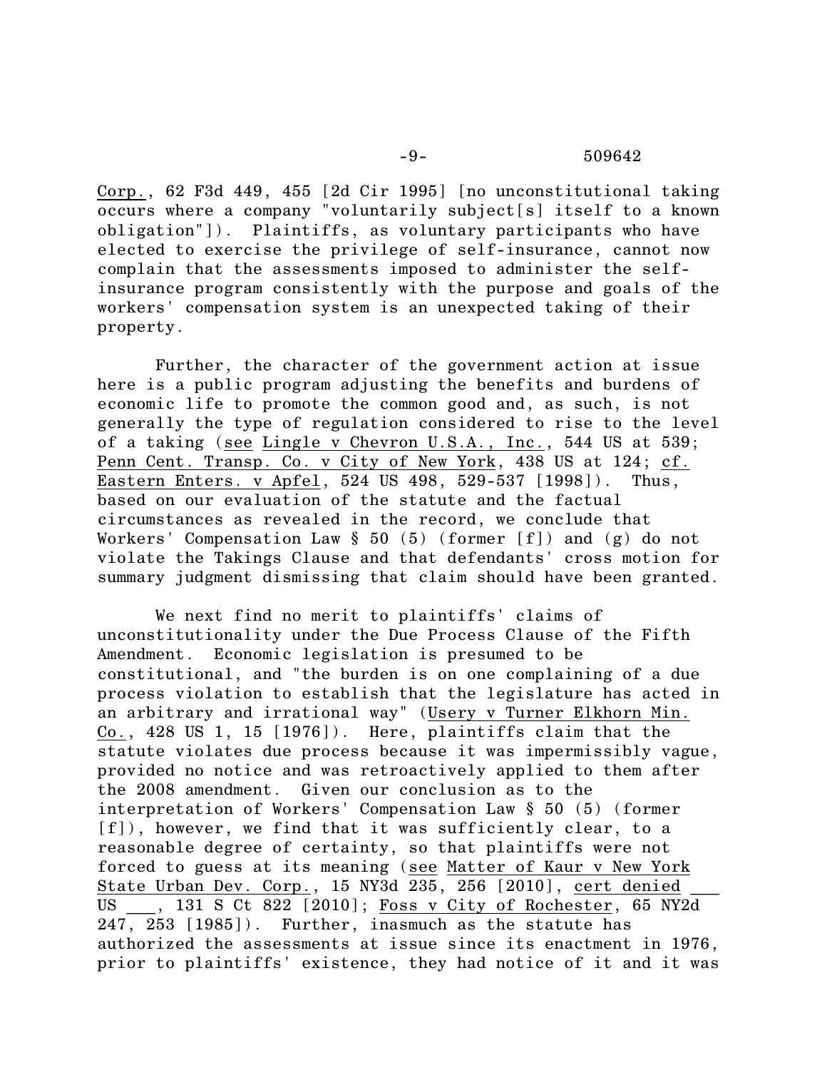Corp., 62 F3d 449, 455 [2d Cir 1995] [no unconstitutional taking occurs where a company "voluntarily subject[s] itself to a known obligation"]). Plaintiffs, as voluntary participants who have elected to exercise the privilege of self-insurance, cannot now complain that the assessments imposed to administer the self-insurance program consistently with the purpose and goals of the workers' compensation system is an unexpected taking of their property.

Further, the character of the government action at issue here is a public program adjusting the benefits and burdens of economic life to promote the common good and, as such, is not generally the type of regulation considered to rise to the level of a taking (see Lingle v Chevron U.S.A., Inc., 544 US at 539; Penn Cent. Transp. Co. v City of New York, 438 US at 124; cf. Eastern Enters. v Apfel, 524 US 498, 529-537 [1998]). Thus, based on our evaluation of the statute and the factual circumstances as revealed in the record, we conclude that Workers' Compensation Law § 50 (5) (former [f]) and (g) do not violate the Takings Clause and that defendants' cross motion for summary judgment dismissing that claim should have been granted.

We next find no merit to plaintiffs' claims of unconstitutionality under the Due Process Clause of the Fifth Amendment. Economic legislation is presumed to be constitutional, and "the burden is on one complaining of a due process violation to establish that the legislature has acted in an arbitrary and irrational way" (Usery v Turner Elkhorn Min. Co., 428 US 1, 15 [1976]). Here, plaintiffs claim that the statute violates due process because it was impermissibly vague, provided no notice and was retroactively applied to them after the 2008 amendment. Given our conclusion as to the interpretation of Workers' Compensation Law § 50 (5) (former [f]), however, we find that it was sufficiently clear, to a reasonable degree of certainty, so that plaintiffs were not forced to guess at its meaning (see Matter of Kaur v New York State Urban Dev. Corp., 15 NY3d 235, 256 [2010], cert denied ___ US ___, 131 S Ct 822 [2010]; Foss v City of Rochester, 65 NY2d 247, 253 [1985]). Further, inasmuch as the statute has authorized the assessments at issue since its enactment in 1976, prior to plaintiffs' existence, they had notice of it and it was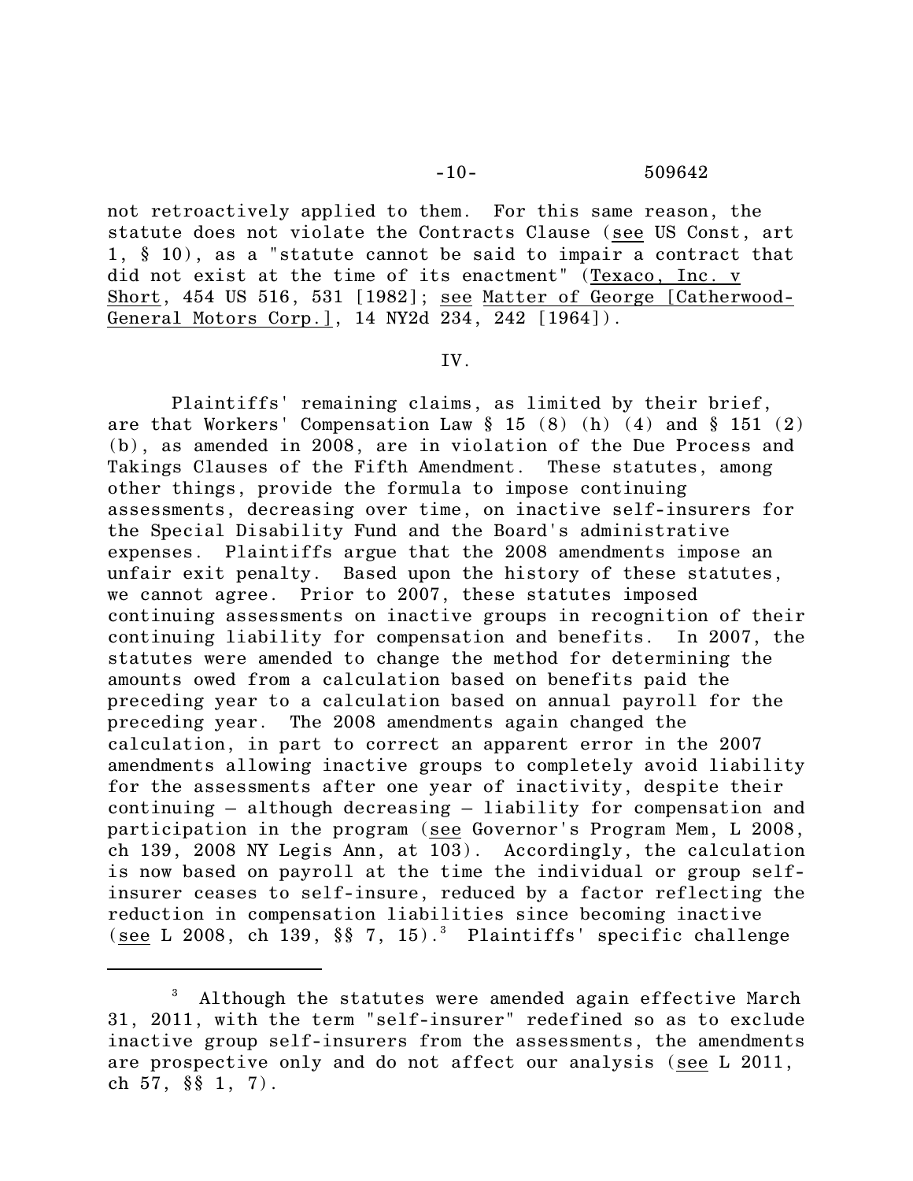not retroactively applied to them. For this same reason, the statute does not violate the Contracts Clause (see US Const, art 1, § 10), as a "statute cannot be said to impair a contract that did not exist at the time of its enactment" (Texaco, Inc. v Short, 454 US 516, 531 [1982]; see Matter of George [Catherwood-General Motors Corp.], 14 NY2d 234, 242 [1964]).

IV.

Plaintiffs' remaining claims, as limited by their brief, are that Workers' Compensation Law § 15 (8) (h) (4) and § 151 (2) (b), as amended in 2008, are in violation of the Due Process and Takings Clauses of the Fifth Amendment. These statutes, among other things, provide the formula to impose continuing assessments, decreasing over time, on inactive self-insurers for the Special Disability Fund and the Board's administrative expenses. Plaintiffs argue that the 2008 amendments impose an unfair exit penalty. Based upon the history of these statutes, we cannot agree. Prior to 2007, these statutes imposed continuing assessments on inactive groups in recognition of their continuing liability for compensation and benefits. In 2007, the statutes were amended to change the method for determining the amounts owed from a calculation based on benefits paid the preceding year to a calculation based on annual payroll for the preceding year. The 2008 amendments again changed the calculation, in part to correct an apparent error in the 2007 amendments allowing inactive groups to completely avoid liability for the assessments after one year of inactivity, despite their continuing – although decreasing – liability for compensation and participation in the program (see Governor's Program Mem, L 2008, ch 139, 2008 NY Legis Ann, at 103). Accordingly, the calculation is now based on payroll at the time the individual or group self-insurer ceases to self-insure, reduced by a factor reflecting the reduction in compensation liabilities since becoming inactive (see L 2008, ch 139, §§ 7, 15).[3] Plaintiffs' specific challenge

---

[3] Although the statutes were amended again effective March 31, 2011, with the term "self-insurer" redefined so as to exclude inactive group self-insurers from the assessments, the amendments are prospective only and do not affect our analysis (see L 2011, ch 57, §§ 1, 7).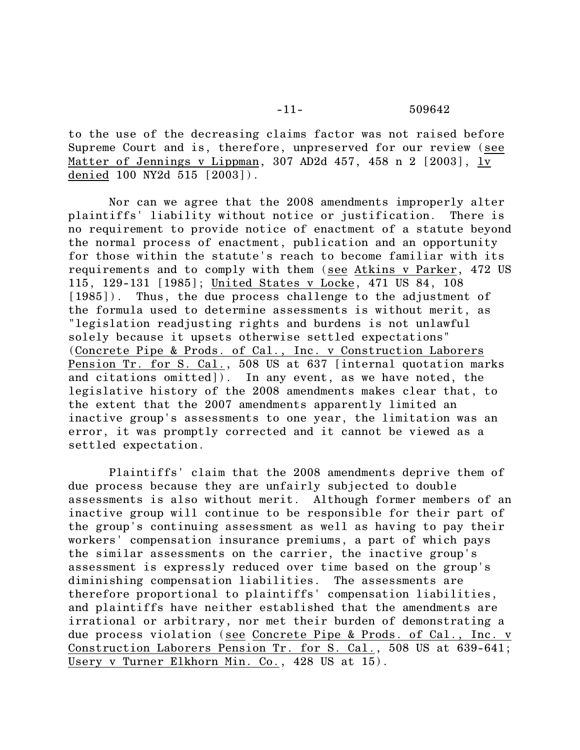to the use of the decreasing claims factor was not raised before Supreme Court and is, therefore, unpreserved for our review (see Matter of Jennings v Lippman, 307 AD2d 457, 458 n 2 [2003], lv denied 100 NY2d 515 [2003]).

Nor can we agree that the 2008 amendments improperly alter plaintiffs' liability without notice or justification. There is no requirement to provide notice of enactment of a statute beyond the normal process of enactment, publication and an opportunity for those within the statute's reach to become familiar with its requirements and to comply with them (see Atkins v Parker, 472 US 115, 129-131 [1985]; United States v Locke, 471 US 84, 108 [1985]). Thus, the due process challenge to the adjustment of the formula used to determine assessments is without merit, as "legislation readjusting rights and burdens is not unlawful solely because it upsets otherwise settled expectations" (Concrete Pipe & Prods. of Cal., Inc. v Construction Laborers Pension Tr. for S. Cal., 508 US at 637 [internal quotation marks and citations omitted]). In any event, as we have noted, the legislative history of the 2008 amendments makes clear that, to the extent that the 2007 amendments apparently limited an inactive group's assessments to one year, the limitation was an error, it was promptly corrected and it cannot be viewed as a settled expectation.

Plaintiffs' claim that the 2008 amendments deprive them of due process because they are unfairly subjected to double assessments is also without merit. Although former members of an inactive group will continue to be responsible for their part of the group's continuing assessment as well as having to pay their workers' compensation insurance premiums, a part of which pays the similar assessments on the carrier, the inactive group's assessment is expressly reduced over time based on the group's diminishing compensation liabilities. The assessments are therefore proportional to plaintiffs' compensation liabilities, and plaintiffs have neither established that the amendments are irrational or arbitrary, nor met their burden of demonstrating a due process violation (see Concrete Pipe & Prods. of Cal., Inc. v Construction Laborers Pension Tr. for S. Cal., 508 US at 639-641; Usery v Turner Elkhorn Min. Co., 428 US at 15).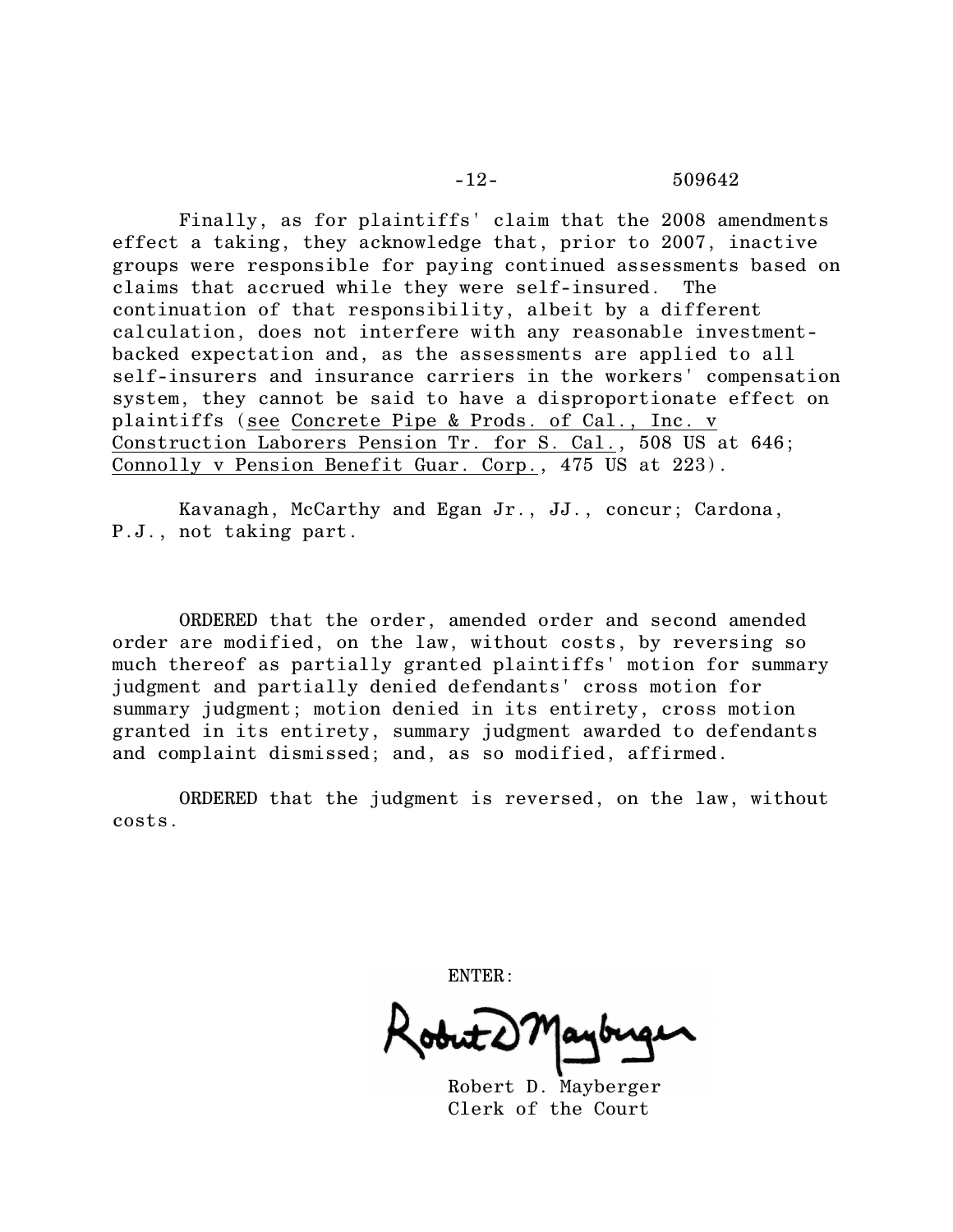Finally, as for plaintiffs' claim that the 2008 amendments effect a taking, they acknowledge that, prior to 2007, inactive groups were responsible for paying continued assessments based on claims that accrued while they were self-insured. The continuation of that responsibility, albeit by a different calculation, does not interfere with any reasonable investment-backed expectation and, as the assessments are applied to all self-insurers and insurance carriers in the workers' compensation system, they cannot be said to have a disproportionate effect on plaintiffs (see Concrete Pipe & Prods. of Cal., Inc. v Construction Laborers Pension Tr. for S. Cal., 508 US at 646; Connolly v Pension Benefit Guar. Corp., 475 US at 223).

Kavanagh, McCarthy and Egan Jr., JJ., concur; Cardona, P.J., not taking part.

ORDERED that the order, amended order and second amended order are modified, on the law, without costs, by reversing so much thereof as partially granted plaintiffs' motion for summary judgment and partially denied defendants' cross motion for summary judgment; motion denied in its entirety, cross motion granted in its entirety, summary judgment awarded to defendants and complaint dismissed; and, as so modified, affirmed.

ORDERED that the judgment is reversed, on the law, without costs.

ENTER:

Robert D. Mayberger
Clerk of the Court